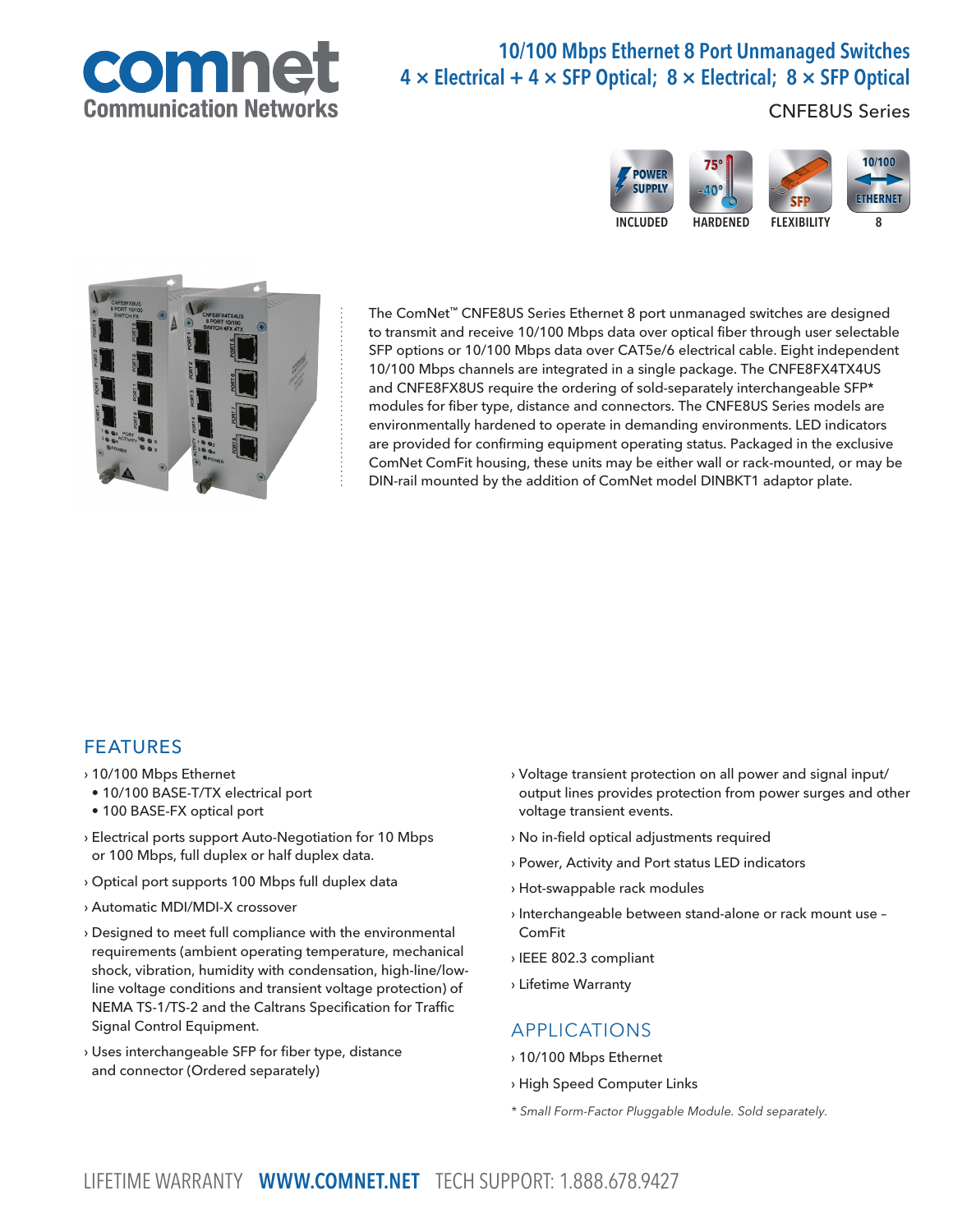# 10/100 Mbps Ethernet 8 Port Unmanaged Switches

## 4 × Electrical + 4 × SFP Optical; 8 × Electrical; 8 × SFP Optical

CNFE8US Series

POWER SUPPLY INCLUDED | 75° -40° HARDENED | SFP FLEXIBILITY | 10/100 ETHERNET 8

The ComNet™ CNFE8US Series Ethernet 8 port unmanaged switches are designed to transmit and receive 10/100 Mbps data over optical fiber through user selectable SFP options or 10/100 Mbps data over CAT5e/6 electrical cable. Eight independent 10/100 Mbps channels are integrated in a single package. The CNFE8FX4TX4US and CNFE8FX8US require the ordering of sold-separately interchangeable SFP* modules for fiber type, distance and connectors. The CNFE8US Series models are environmentally hardened to operate in demanding environments. LED indicators are provided for confirming equipment operating status. Packaged in the exclusive ComNet ComFit housing, these units may be either wall or rack-mounted, or may be DIN-rail mounted by the addition of ComNet model DINBKT1 adaptor plate.

## FEATURES

› 10/100 Mbps Ethernet
  • 10/100 BASE-T/TX electrical port
  • 100 BASE-FX optical port

› Electrical ports support Auto-Negotiation for 10 Mbps or 100 Mbps, full duplex or half duplex data.

› Optical port supports 100 Mbps full duplex data

› Automatic MDI/MDI-X crossover

› Designed to meet full compliance with the environmental requirements (ambient operating temperature, mechanical shock, vibration, humidity with condensation, high-line/low-line voltage conditions and transient voltage protection) of NEMA TS-1/TS-2 and the Caltrans Specification for Traffic Signal Control Equipment.

› Uses interchangeable SFP for fiber type, distance and connector (Ordered separately)

› Voltage transient protection on all power and signal input/output lines provides protection from power surges and other voltage transient events.

› No in-field optical adjustments required

› Power, Activity and Port status LED indicators

› Hot-swappable rack modules

› Interchangeable between stand-alone or rack mount use – ComFit

› IEEE 802.3 compliant

› Lifetime Warranty

## APPLICATIONS

› 10/100 Mbps Ethernet

› High Speed Computer Links

*\* Small Form-Factor Pluggable Module. Sold separately.*

LIFETIME WARRANTY **WWW.COMNET.NET** TECH SUPPORT: 1.888.678.9427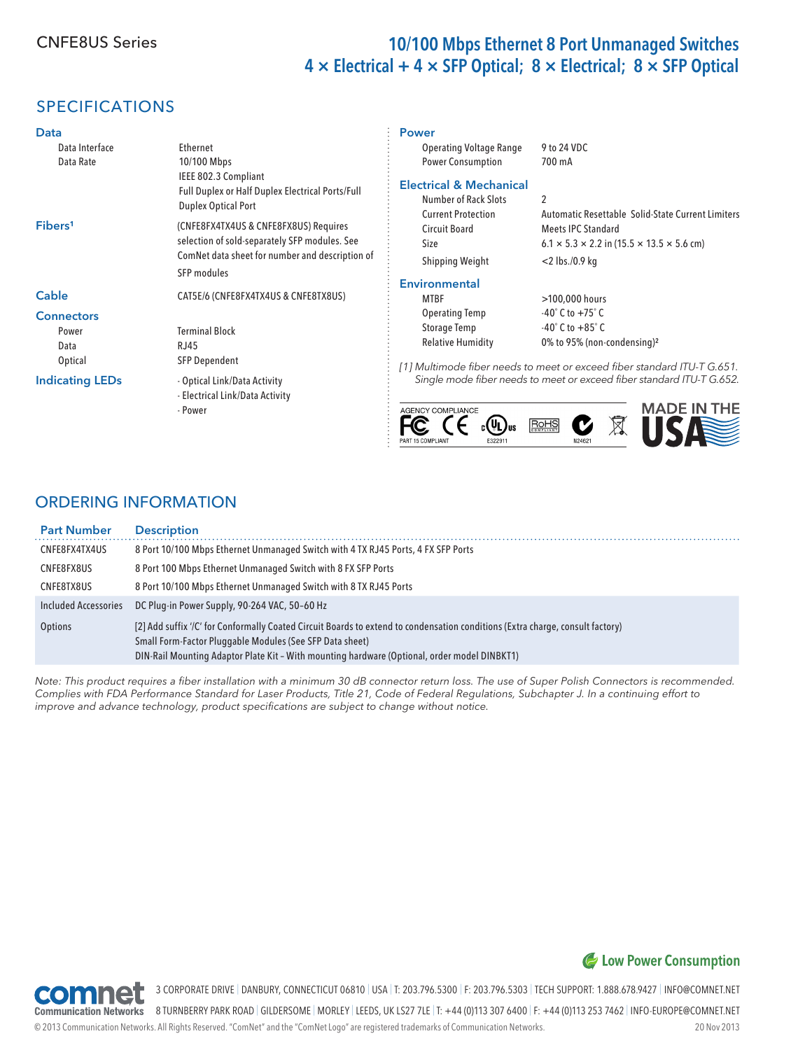CNFE8US Series

# 10/100 Mbps Ethernet 8 Port Unmanaged Switches
# 4 × Electrical + 4 × SFP Optical; 8 × Electrical; 8 × SFP Optical

## SPECIFICATIONS

### Data

| | |
|---|---|
| Data Interface | Ethernet |
| Data Rate | 10/100 Mbps |
| | IEEE 802.3 Compliant |
| | Full Duplex or Half Duplex Electrical Ports/Full Duplex Optical Port |

### Fibers[1]

(CNFE8FX4TX4US & CNFE8FX8US) Requires selection of sold-separately SFP modules. See ComNet data sheet for number and description of SFP modules

### Cable

CAT5E/6 (CNFE8FX4TX4US & CNFE8TX8US)

### Connectors

| | |
|---|---|
| Power | Terminal Block |
| Data | RJ45 |
| Optical | SFP Dependent |

### Indicating LEDs

- Optical Link/Data Activity
- Electrical Link/Data Activity
- Power

### Power

| | |
|---|---|
| Operating Voltage Range | 9 to 24 VDC |
| Power Consumption | 700 mA |

### Electrical & Mechanical

| | |
|---|---|
| Number of Rack Slots | 2 |
| Current Protection | Automatic Resettable Solid-State Current Limiters |
| Circuit Board | Meets IPC Standard |
| Size | 6.1 × 5.3 × 2.2 in (15.5 × 13.5 × 5.6 cm) |
| Shipping Weight | <2 lbs./0.9 kg |

### Environmental

| | |
|---|---|
| MTBF | >100,000 hours |
| Operating Temp | -40˚ C to +75˚ C |
| Storage Temp | -40˚ C to +85˚ C |
| Relative Humidity | 0% to 95% (non-condensing)[2] |

*[1] Multimode fiber needs to meet or exceed fiber standard ITU-T G.651. Single mode fiber needs to meet or exceed fiber standard ITU-T G.652.*

AGENCY COMPLIANCE

PART 15 COMPLIANT E322911 N24621

MADE IN THE USA

## ORDERING INFORMATION

| Part Number | Description |
|---|---|
| CNFE8FX4TX4US | 8 Port 10/100 Mbps Ethernet Unmanaged Switch with 4 TX RJ45 Ports, 4 FX SFP Ports |
| CNFE8FX8US | 8 Port 100 Mbps Ethernet Unmanaged Switch with 8 FX SFP Ports |
| CNFE8TX8US | 8 Port 10/100 Mbps Ethernet Unmanaged Switch with 8 TX RJ45 Ports |
| Included Accessories | DC Plug-in Power Supply, 90-264 VAC, 50–60 Hz |
| Options | [2] Add suffix '/C' for Conformally Coated Circuit Boards to extend to condensation conditions (Extra charge, consult factory)<br>Small Form-Factor Pluggable Modules (See SFP Data sheet)<br>DIN-Rail Mounting Adaptor Plate Kit – With mounting hardware (Optional, order model DINBKT1) |

*Note: This product requires a fiber installation with a minimum 30 dB connector return loss. The use of Super Polish Connectors is recommended. Complies with FDA Performance Standard for Laser Products, Title 21, Code of Federal Regulations, Subchapter J. In a continuing effort to improve and advance technology, product specifications are subject to change without notice.*

Low Power Consumption

comnet Communication Networks

3 CORPORATE DRIVE | DANBURY, CONNECTICUT 06810 | USA | T: 203.796.5300 | F: 203.796.5303 | TECH SUPPORT: 1.888.678.9427 | INFO@COMNET.NET

8 TURNBERRY PARK ROAD | GILDERSOME | MORLEY | LEEDS, UK LS27 7LE | T: +44 (0)113 307 6400 | F: +44 (0)113 253 7462 | INFO-EUROPE@COMNET.NET

© 2013 Communication Networks. All Rights Reserved. "ComNet" and the "ComNet Logo" are registered trademarks of Communication Networks. 20 Nov 2013